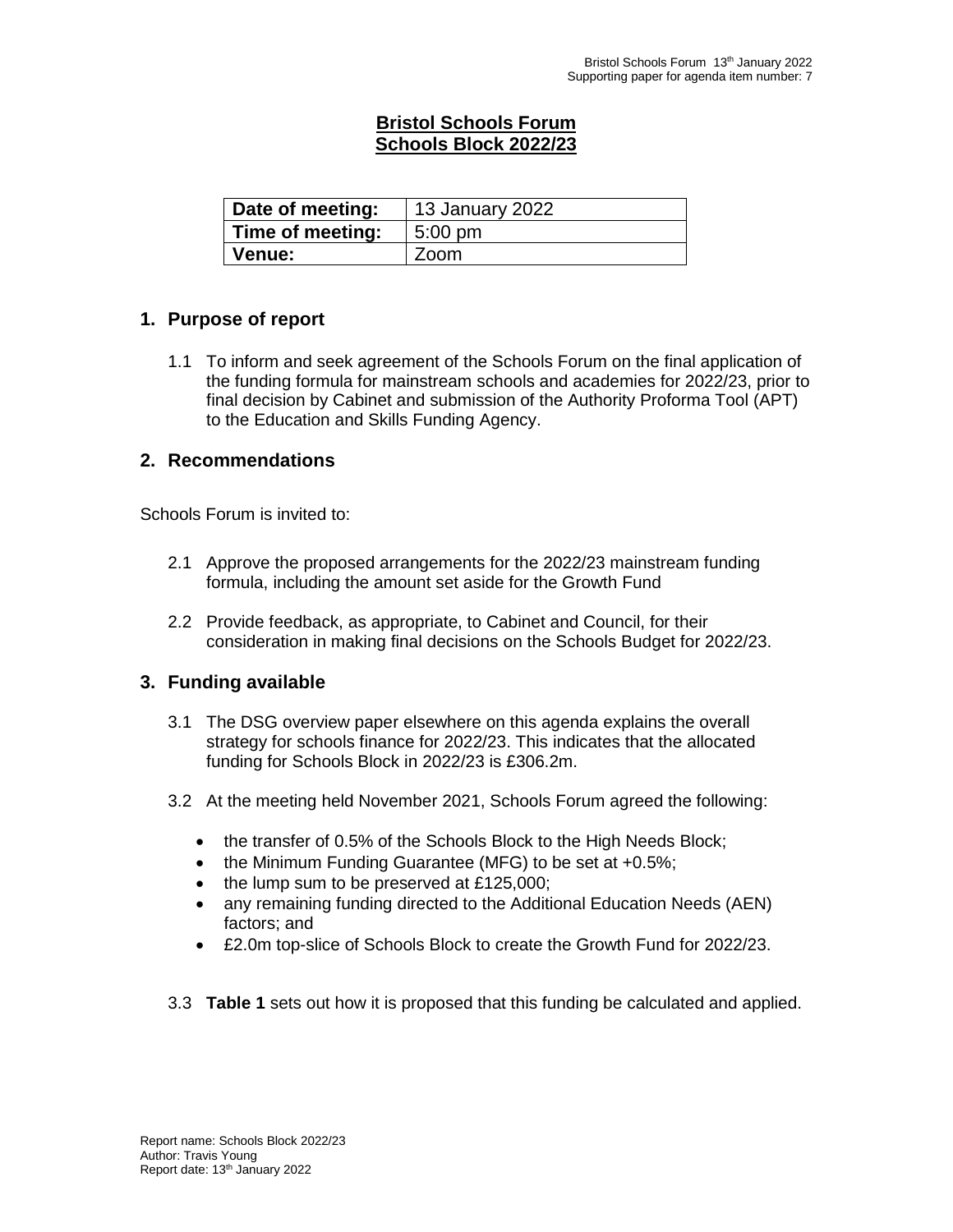# Bristol Schools Forum
# Schools Block 2022/23

| Date of meeting: | 13 January 2022 |
|---|---|
| Time of meeting: | 5:00 pm |
| Venue: | Zoom |

## 1. Purpose of report

1.1 To inform and seek agreement of the Schools Forum on the final application of the funding formula for mainstream schools and academies for 2022/23, prior to final decision by Cabinet and submission of the Authority Proforma Tool (APT) to the Education and Skills Funding Agency.

## 2. Recommendations

Schools Forum is invited to:

2.1 Approve the proposed arrangements for the 2022/23 mainstream funding formula, including the amount set aside for the Growth Fund

2.2 Provide feedback, as appropriate, to Cabinet and Council, for their consideration in making final decisions on the Schools Budget for 2022/23.

## 3. Funding available

3.1 The DSG overview paper elsewhere on this agenda explains the overall strategy for schools finance for 2022/23. This indicates that the allocated funding for Schools Block in 2022/23 is £306.2m.

3.2 At the meeting held November 2021, Schools Forum agreed the following:

- the transfer of 0.5% of the Schools Block to the High Needs Block;
- the Minimum Funding Guarantee (MFG) to be set at +0.5%;
- the lump sum to be preserved at £125,000;
- any remaining funding directed to the Additional Education Needs (AEN) factors; and
- £2.0m top-slice of Schools Block to create the Growth Fund for 2022/23.

3.3 **Table 1** sets out how it is proposed that this funding be calculated and applied.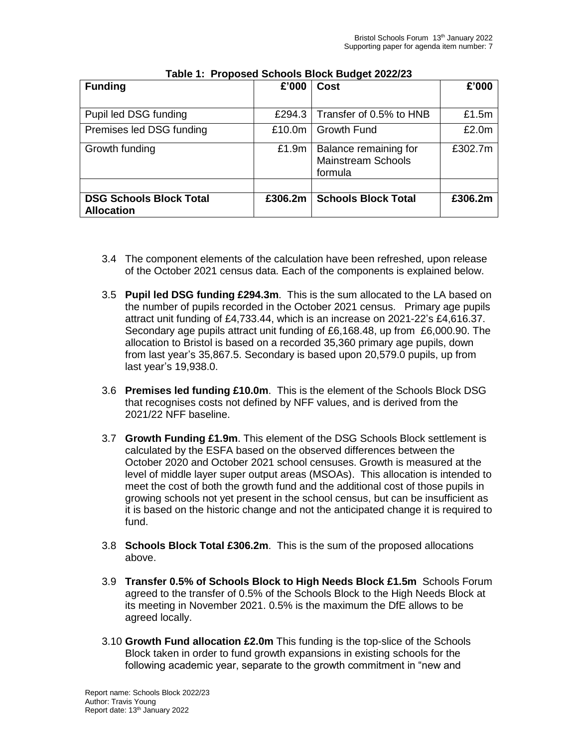**Table 1: Proposed Schools Block Budget 2022/23**

| Funding | £'000 | Cost | £'000 |
|---|---|---|---|
| Pupil led DSG funding | £294.3 | Transfer of 0.5% to HNB | £1.5m |
| Premises led DSG funding | £10.0m | Growth Fund | £2.0m |
| Growth funding | £1.9m | Balance remaining for Mainstream Schools formula | £302.7m |
| | | | |
| **DSG Schools Block Total Allocation** | **£306.2m** | **Schools Block Total** | **£306.2m** |

3.4 The component elements of the calculation have been refreshed, upon release of the October 2021 census data. Each of the components is explained below.

3.5 **Pupil led DSG funding £294.3m**. This is the sum allocated to the LA based on the number of pupils recorded in the October 2021 census. Primary age pupils attract unit funding of £4,733.44, which is an increase on 2021-22's £4,616.37. Secondary age pupils attract unit funding of £6,168.48, up from £6,000.90. The allocation to Bristol is based on a recorded 35,360 primary age pupils, down from last year's 35,867.5. Secondary is based upon 20,579.0 pupils, up from last year's 19,938.0.

3.6 **Premises led funding £10.0m**. This is the element of the Schools Block DSG that recognises costs not defined by NFF values, and is derived from the 2021/22 NFF baseline.

3.7 **Growth Funding £1.9m**. This element of the DSG Schools Block settlement is calculated by the ESFA based on the observed differences between the October 2020 and October 2021 school censuses. Growth is measured at the level of middle layer super output areas (MSOAs). This allocation is intended to meet the cost of both the growth fund and the additional cost of those pupils in growing schools not yet present in the school census, but can be insufficient as it is based on the historic change and not the anticipated change it is required to fund.

3.8 **Schools Block Total £306.2m**. This is the sum of the proposed allocations above.

3.9 **Transfer 0.5% of Schools Block to High Needs Block £1.5m** Schools Forum agreed to the transfer of 0.5% of the Schools Block to the High Needs Block at its meeting in November 2021. 0.5% is the maximum the DfE allows to be agreed locally.

3.10 **Growth Fund allocation £2.0m** This funding is the top-slice of the Schools Block taken in order to fund growth expansions in existing schools for the following academic year, separate to the growth commitment in "new and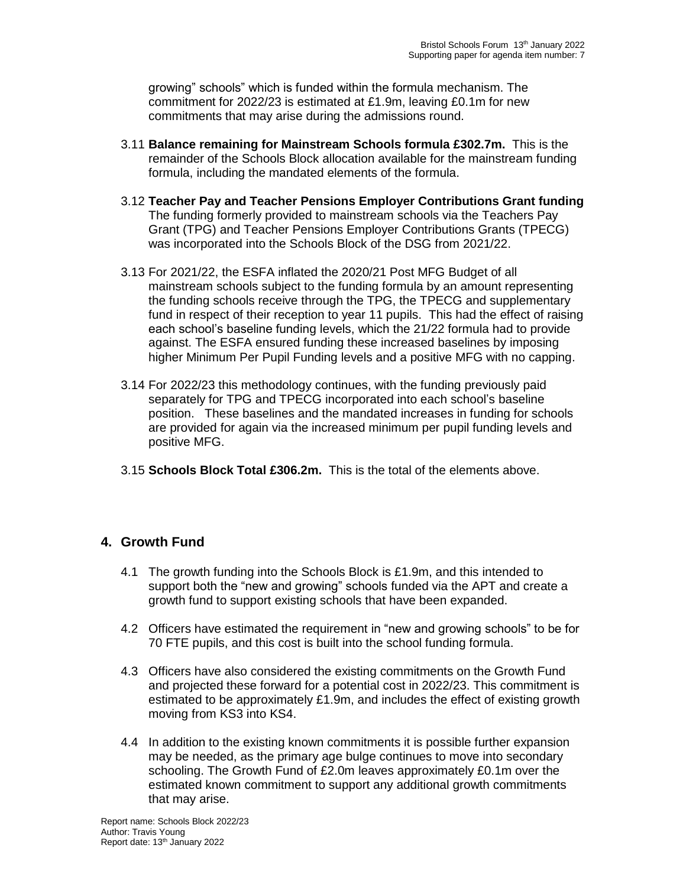growing" schools" which is funded within the formula mechanism. The commitment for 2022/23 is estimated at £1.9m, leaving £0.1m for new commitments that may arise during the admissions round.

3.11 **Balance remaining for Mainstream Schools formula £302.7m.** This is the remainder of the Schools Block allocation available for the mainstream funding formula, including the mandated elements of the formula.

3.12 **Teacher Pay and Teacher Pensions Employer Contributions Grant funding** The funding formerly provided to mainstream schools via the Teachers Pay Grant (TPG) and Teacher Pensions Employer Contributions Grants (TPECG) was incorporated into the Schools Block of the DSG from 2021/22.

3.13 For 2021/22, the ESFA inflated the 2020/21 Post MFG Budget of all mainstream schools subject to the funding formula by an amount representing the funding schools receive through the TPG, the TPECG and supplementary fund in respect of their reception to year 11 pupils. This had the effect of raising each school's baseline funding levels, which the 21/22 formula had to provide against. The ESFA ensured funding these increased baselines by imposing higher Minimum Per Pupil Funding levels and a positive MFG with no capping.

3.14 For 2022/23 this methodology continues, with the funding previously paid separately for TPG and TPECG incorporated into each school's baseline position. These baselines and the mandated increases in funding for schools are provided for again via the increased minimum per pupil funding levels and positive MFG.

3.15 **Schools Block Total £306.2m.** This is the total of the elements above.

## 4. Growth Fund

4.1 The growth funding into the Schools Block is £1.9m, and this intended to support both the "new and growing" schools funded via the APT and create a growth fund to support existing schools that have been expanded.

4.2 Officers have estimated the requirement in "new and growing schools" to be for 70 FTE pupils, and this cost is built into the school funding formula.

4.3 Officers have also considered the existing commitments on the Growth Fund and projected these forward for a potential cost in 2022/23. This commitment is estimated to be approximately £1.9m, and includes the effect of existing growth moving from KS3 into KS4.

4.4 In addition to the existing known commitments it is possible further expansion may be needed, as the primary age bulge continues to move into secondary schooling. The Growth Fund of £2.0m leaves approximately £0.1m over the estimated known commitment to support any additional growth commitments that may arise.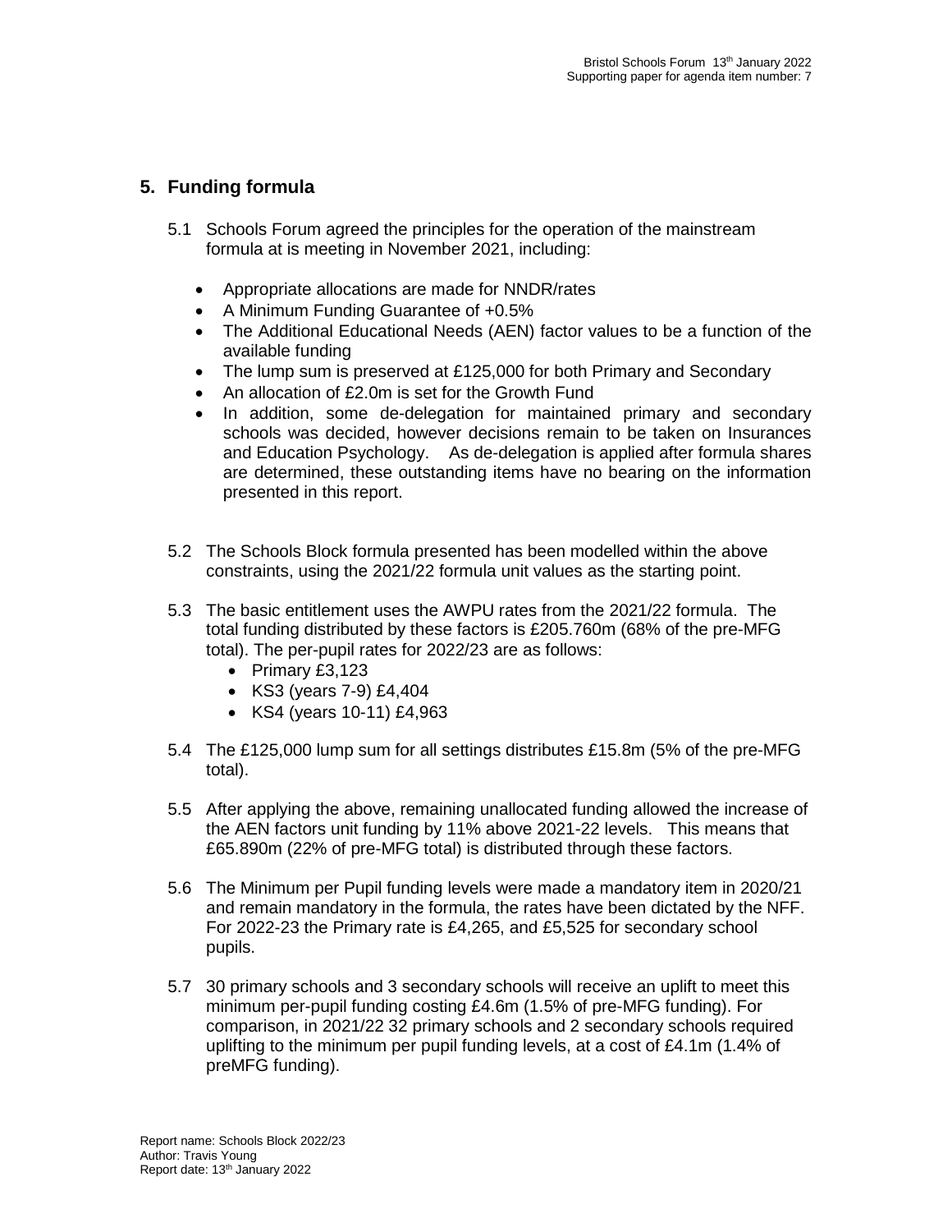## 5. Funding formula

5.1 Schools Forum agreed the principles for the operation of the mainstream formula at is meeting in November 2021, including:

- Appropriate allocations are made for NNDR/rates
- A Minimum Funding Guarantee of +0.5%
- The Additional Educational Needs (AEN) factor values to be a function of the available funding
- The lump sum is preserved at £125,000 for both Primary and Secondary
- An allocation of £2.0m is set for the Growth Fund
- In addition, some de-delegation for maintained primary and secondary schools was decided, however decisions remain to be taken on Insurances and Education Psychology. As de-delegation is applied after formula shares are determined, these outstanding items have no bearing on the information presented in this report.

5.2 The Schools Block formula presented has been modelled within the above constraints, using the 2021/22 formula unit values as the starting point.

5.3 The basic entitlement uses the AWPU rates from the 2021/22 formula. The total funding distributed by these factors is £205.760m (68% of the pre-MFG total). The per-pupil rates for 2022/23 are as follows:

- Primary £3,123
- KS3 (years 7-9) £4,404
- KS4 (years 10-11) £4,963

5.4 The £125,000 lump sum for all settings distributes £15.8m (5% of the pre-MFG total).

5.5 After applying the above, remaining unallocated funding allowed the increase of the AEN factors unit funding by 11% above 2021-22 levels. This means that £65.890m (22% of pre-MFG total) is distributed through these factors.

5.6 The Minimum per Pupil funding levels were made a mandatory item in 2020/21 and remain mandatory in the formula, the rates have been dictated by the NFF. For 2022-23 the Primary rate is £4,265, and £5,525 for secondary school pupils.

5.7 30 primary schools and 3 secondary schools will receive an uplift to meet this minimum per-pupil funding costing £4.6m (1.5% of pre-MFG funding). For comparison, in 2021/22 32 primary schools and 2 secondary schools required uplifting to the minimum per pupil funding levels, at a cost of £4.1m (1.4% of preMFG funding).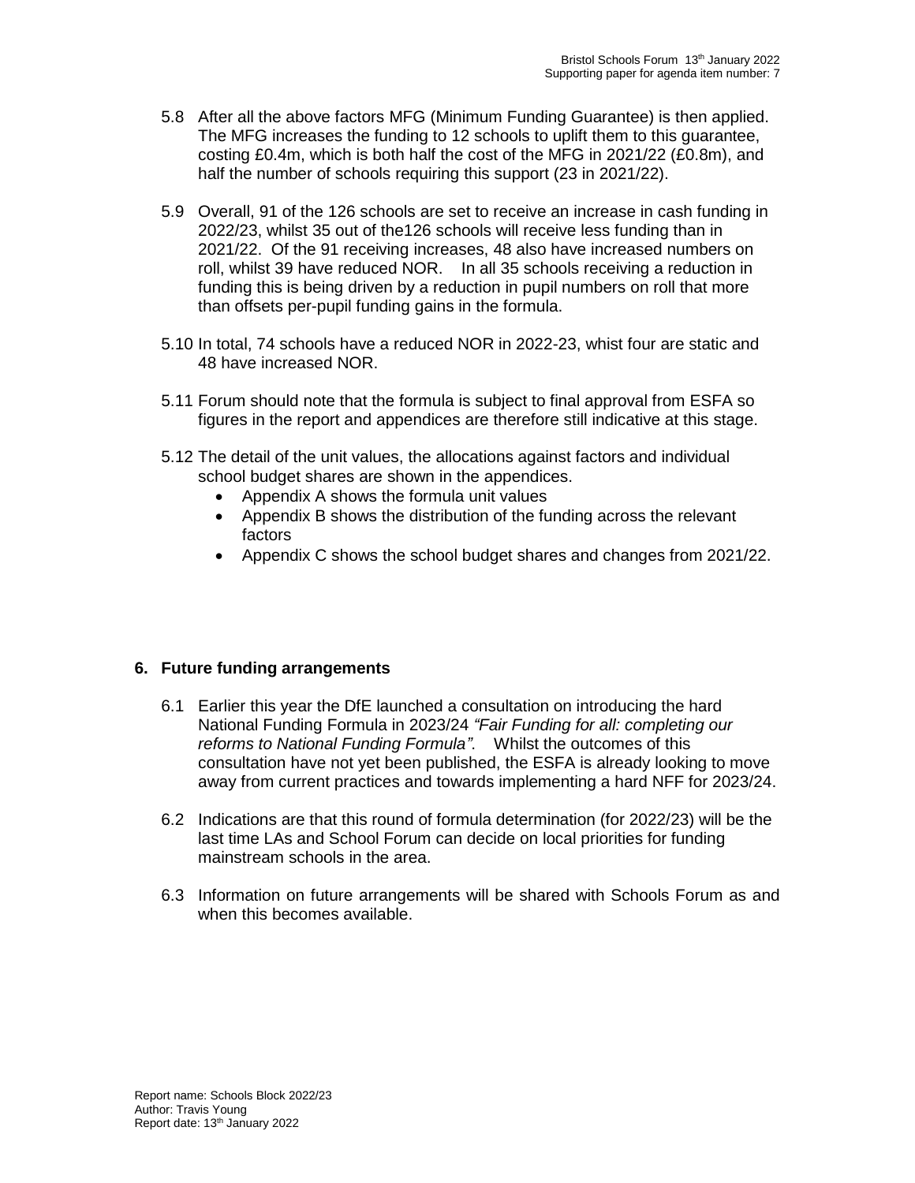5.8 After all the above factors MFG (Minimum Funding Guarantee) is then applied. The MFG increases the funding to 12 schools to uplift them to this guarantee, costing £0.4m, which is both half the cost of the MFG in 2021/22 (£0.8m), and half the number of schools requiring this support (23 in 2021/22).

5.9 Overall, 91 of the 126 schools are set to receive an increase in cash funding in 2022/23, whilst 35 out of the126 schools will receive less funding than in 2021/22. Of the 91 receiving increases, 48 also have increased numbers on roll, whilst 39 have reduced NOR. In all 35 schools receiving a reduction in funding this is being driven by a reduction in pupil numbers on roll that more than offsets per-pupil funding gains in the formula.

5.10 In total, 74 schools have a reduced NOR in 2022-23, whist four are static and 48 have increased NOR.

5.11 Forum should note that the formula is subject to final approval from ESFA so figures in the report and appendices are therefore still indicative at this stage.

5.12 The detail of the unit values, the allocations against factors and individual school budget shares are shown in the appendices.

- Appendix A shows the formula unit values
- Appendix B shows the distribution of the funding across the relevant factors
- Appendix C shows the school budget shares and changes from 2021/22.

## 6. Future funding arrangements

6.1 Earlier this year the DfE launched a consultation on introducing the hard National Funding Formula in 2023/24 *"Fair Funding for all: completing our reforms to National Funding Formula"*. Whilst the outcomes of this consultation have not yet been published, the ESFA is already looking to move away from current practices and towards implementing a hard NFF for 2023/24.

6.2 Indications are that this round of formula determination (for 2022/23) will be the last time LAs and School Forum can decide on local priorities for funding mainstream schools in the area.

6.3 Information on future arrangements will be shared with Schools Forum as and when this becomes available.